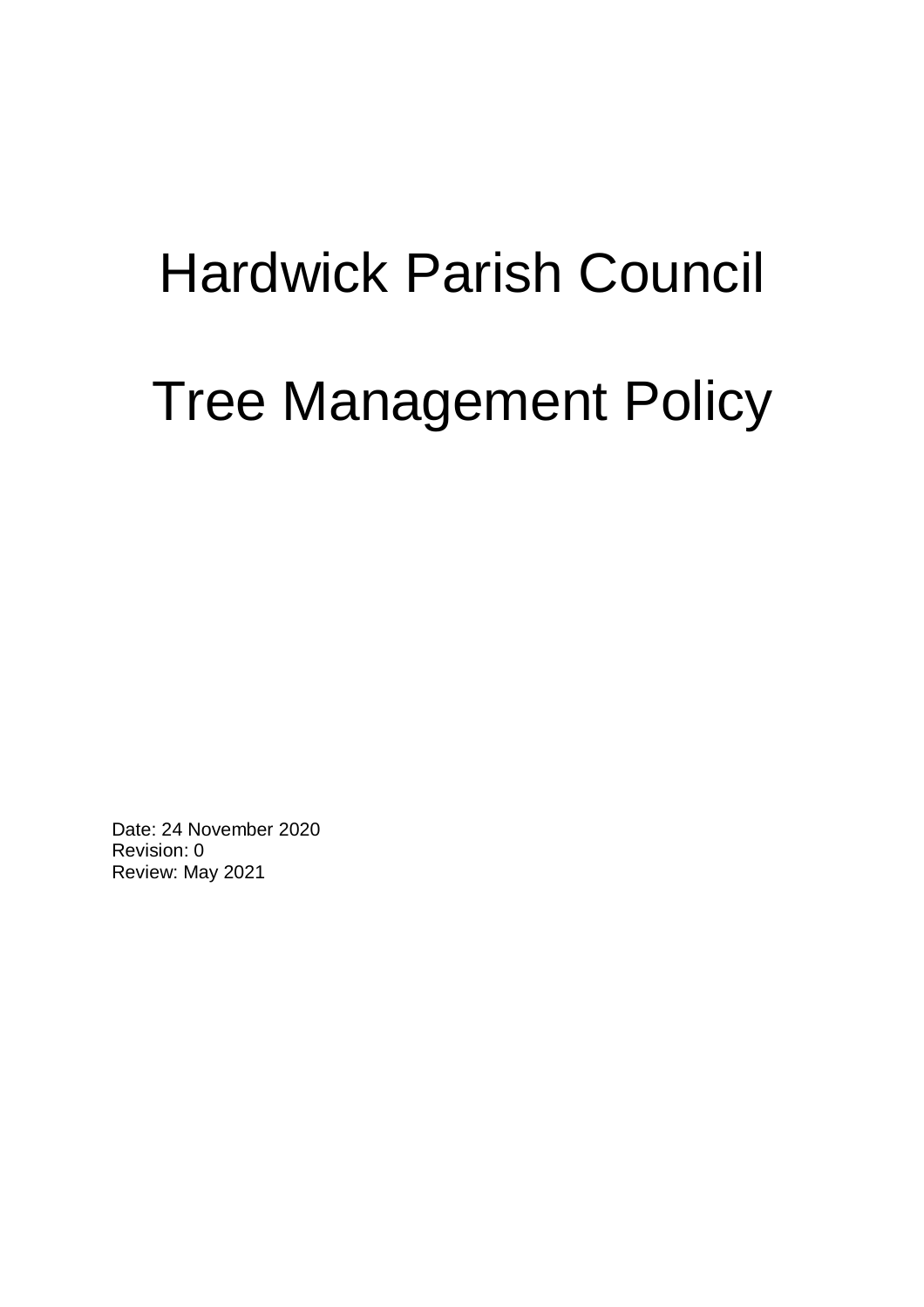# Hardwick Parish Council

# Tree Management Policy

Date: 24 November 2020
Revision: 0
Review: May 2021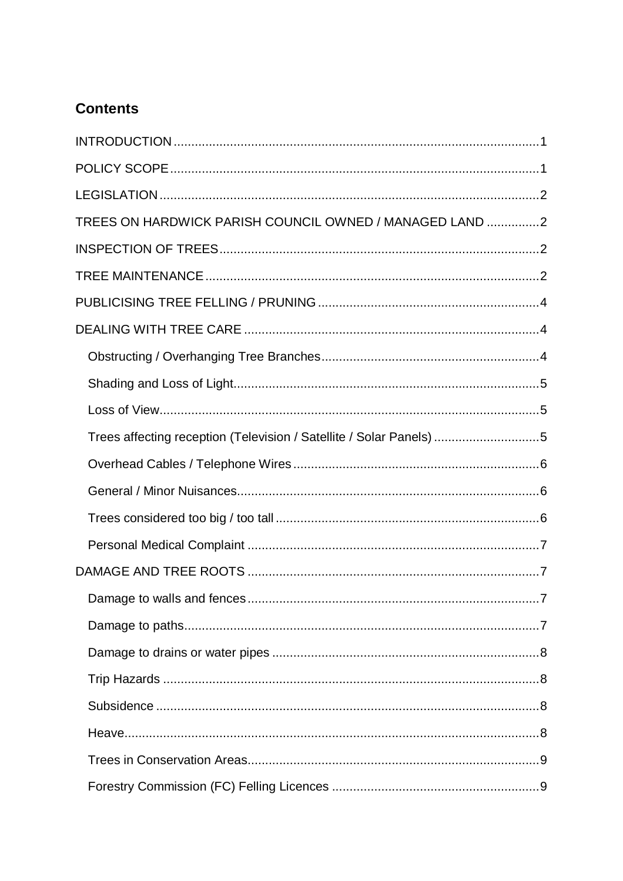## Contents

INTRODUCTION ........................................................................................................ 1

POLICY SCOPE ......................................................................................................... 1

LEGISLATION ............................................................................................................ 2

TREES ON HARDWICK PARISH COUNCIL OWNED / MANAGED LAND ............... 2

INSPECTION OF TREES ........................................................................................... 2

TREE MAINTENANCE ............................................................................................... 2

PUBLICISING TREE FELLING / PRUNING ............................................................... 4

DEALING WITH TREE CARE .................................................................................... 4

- Obstructing / Overhanging Tree Branches .............................................................. 4
- Shading and Loss of Light ....................................................................................... 5
- Loss of View ............................................................................................................ 5
- Trees affecting reception (Television / Satellite / Solar Panels) .............................. 5
- Overhead Cables / Telephone Wires ...................................................................... 6
- General / Minor Nuisances ...................................................................................... 6
- Trees considered too big / too tall ........................................................................... 6
- Personal Medical Complaint .................................................................................... 7

DAMAGE AND TREE ROOTS ................................................................................... 7

- Damage to walls and fences ................................................................................... 7
- Damage to paths ..................................................................................................... 7
- Damage to drains or water pipes ............................................................................ 8
- Trip Hazards ............................................................................................................ 8
- Subsidence ............................................................................................................. 8
- Heave ...................................................................................................................... 8
- Trees in Conservation Areas ................................................................................... 9
- Forestry Commission (FC) Felling Licences ........................................................... 9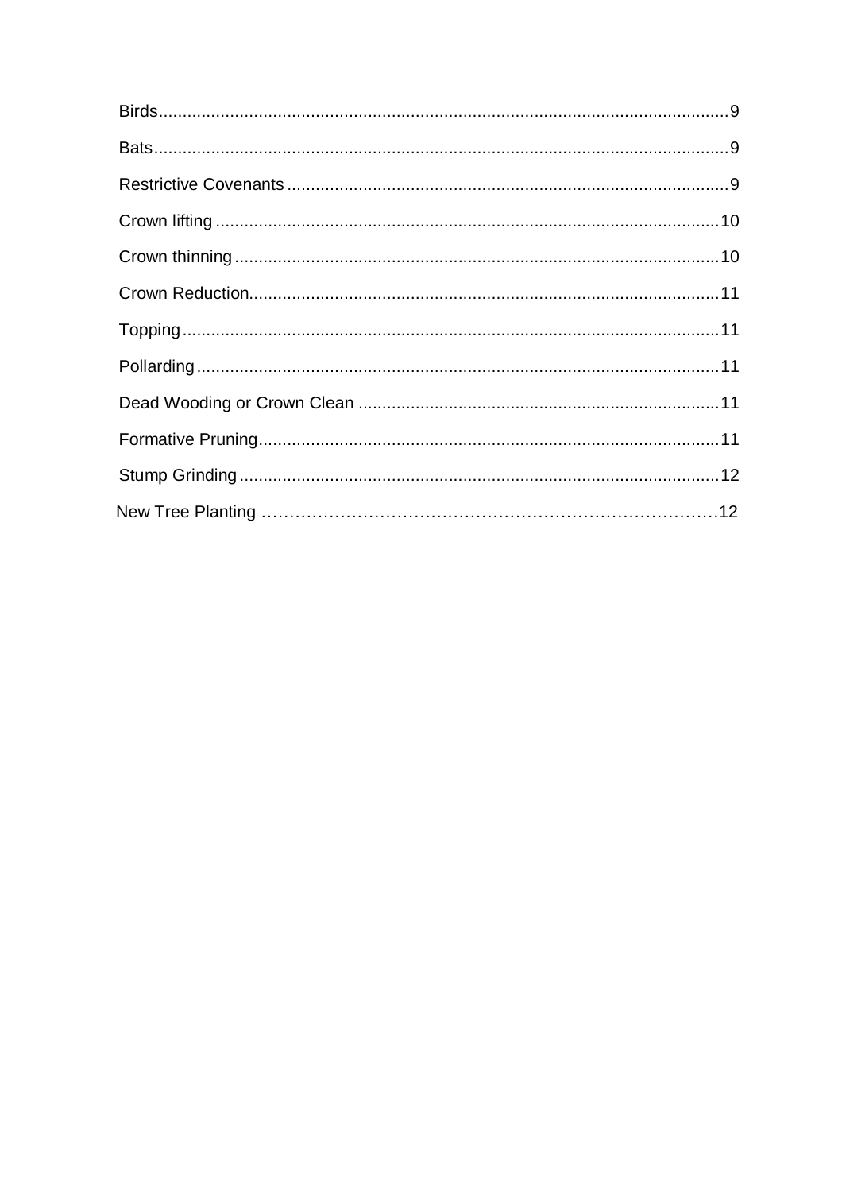Birds.......................................................................................................................9

Bats........................................................................................................................9

Restrictive Covenants ............................................................................................9

Crown lifting .........................................................................................................10

Crown thinning .....................................................................................................10

Crown Reduction...................................................................................................11

Topping.................................................................................................................11

Pollarding.............................................................................................................11

Dead Wooding or Crown Clean ............................................................................11

Formative Pruning.................................................................................................11

Stump Grinding.....................................................................................................12

New Tree Planting ……………………………………………………………………12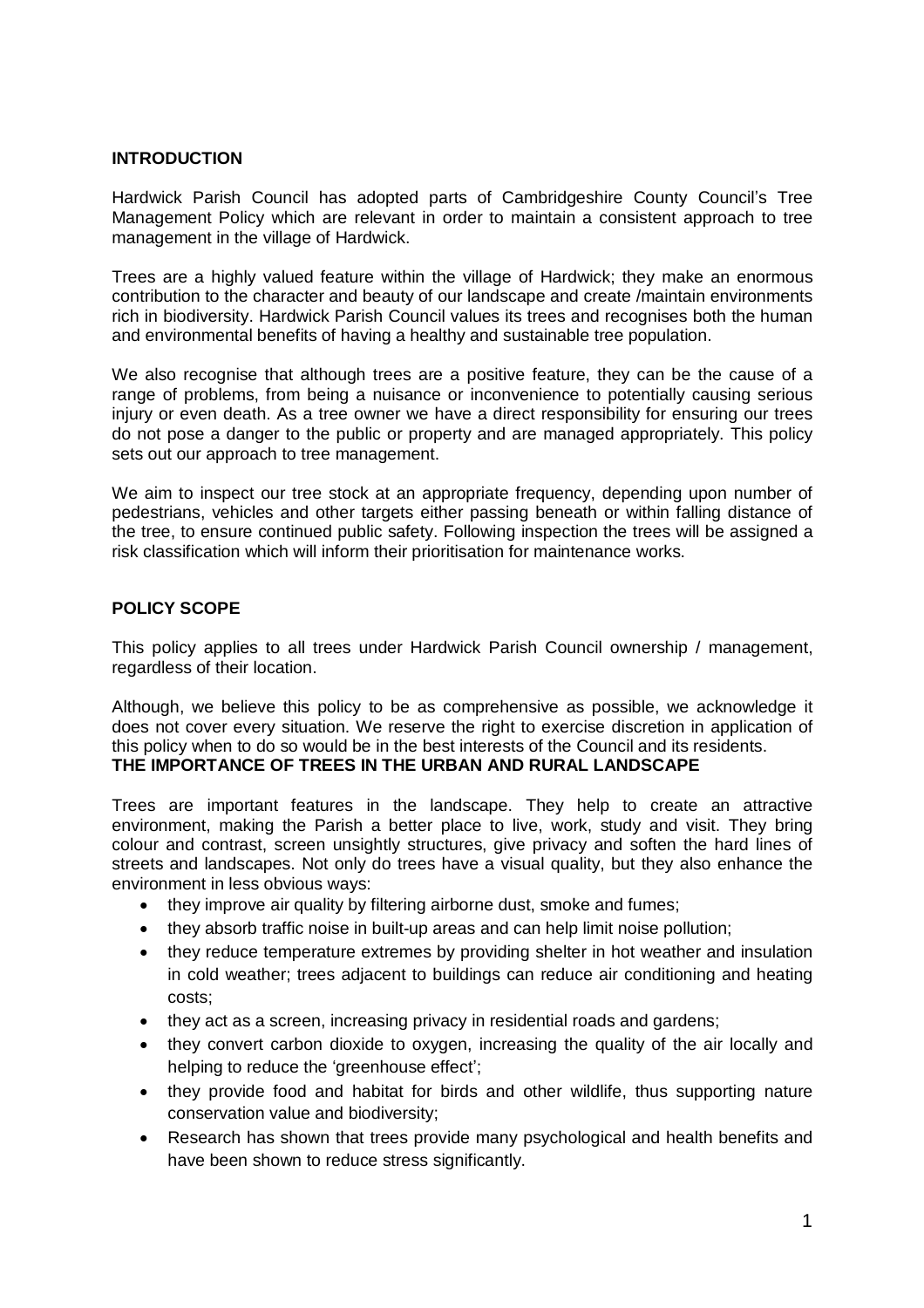## INTRODUCTION

Hardwick Parish Council has adopted parts of Cambridgeshire County Council's Tree Management Policy which are relevant in order to maintain a consistent approach to tree management in the village of Hardwick.

Trees are a highly valued feature within the village of Hardwick; they make an enormous contribution to the character and beauty of our landscape and create /maintain environments rich in biodiversity. Hardwick Parish Council values its trees and recognises both the human and environmental benefits of having a healthy and sustainable tree population.

We also recognise that although trees are a positive feature, they can be the cause of a range of problems, from being a nuisance or inconvenience to potentially causing serious injury or even death. As a tree owner we have a direct responsibility for ensuring our trees do not pose a danger to the public or property and are managed appropriately. This policy sets out our approach to tree management.

We aim to inspect our tree stock at an appropriate frequency, depending upon number of pedestrians, vehicles and other targets either passing beneath or within falling distance of the tree, to ensure continued public safety. Following inspection the trees will be assigned a risk classification which will inform their prioritisation for maintenance works.

## POLICY SCOPE

This policy applies to all trees under Hardwick Parish Council ownership / management, regardless of their location.

Although, we believe this policy to be as comprehensive as possible, we acknowledge it does not cover every situation. We reserve the right to exercise discretion in application of this policy when to do so would be in the best interests of the Council and its residents.

## THE IMPORTANCE OF TREES IN THE URBAN AND RURAL LANDSCAPE

Trees are important features in the landscape. They help to create an attractive environment, making the Parish a better place to live, work, study and visit. They bring colour and contrast, screen unsightly structures, give privacy and soften the hard lines of streets and landscapes. Not only do trees have a visual quality, but they also enhance the environment in less obvious ways:

- they improve air quality by filtering airborne dust, smoke and fumes;
- they absorb traffic noise in built-up areas and can help limit noise pollution;
- they reduce temperature extremes by providing shelter in hot weather and insulation in cold weather; trees adjacent to buildings can reduce air conditioning and heating costs;
- they act as a screen, increasing privacy in residential roads and gardens;
- they convert carbon dioxide to oxygen, increasing the quality of the air locally and helping to reduce the 'greenhouse effect';
- they provide food and habitat for birds and other wildlife, thus supporting nature conservation value and biodiversity;
- Research has shown that trees provide many psychological and health benefits and have been shown to reduce stress significantly.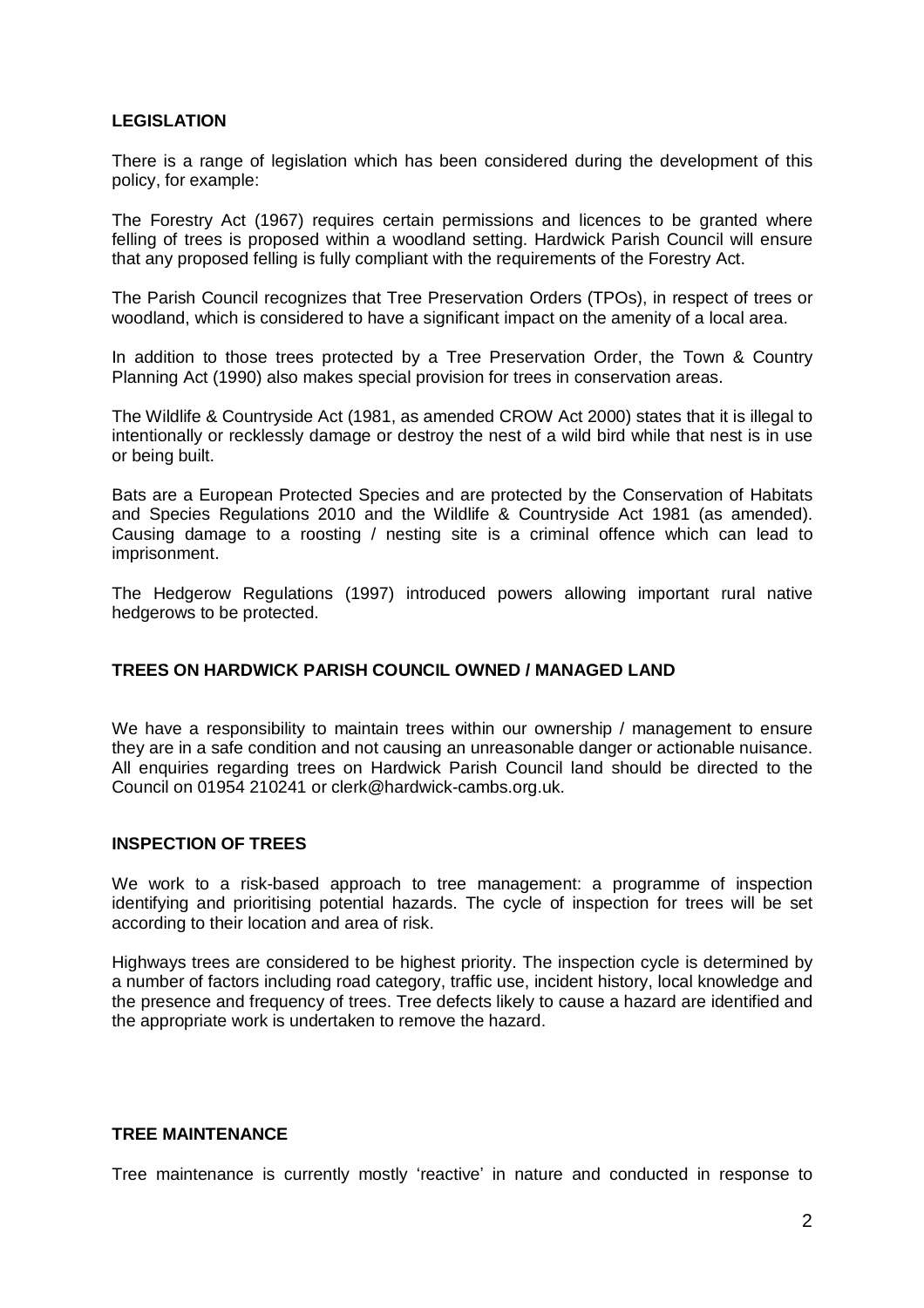## LEGISLATION

There is a range of legislation which has been considered during the development of this policy, for example:

The Forestry Act (1967) requires certain permissions and licences to be granted where felling of trees is proposed within a woodland setting. Hardwick Parish Council will ensure that any proposed felling is fully compliant with the requirements of the Forestry Act.

The Parish Council recognizes that Tree Preservation Orders (TPOs), in respect of trees or woodland, which is considered to have a significant impact on the amenity of a local area.

In addition to those trees protected by a Tree Preservation Order, the Town & Country Planning Act (1990) also makes special provision for trees in conservation areas.

The Wildlife & Countryside Act (1981, as amended CROW Act 2000) states that it is illegal to intentionally or recklessly damage or destroy the nest of a wild bird while that nest is in use or being built.

Bats are a European Protected Species and are protected by the Conservation of Habitats and Species Regulations 2010 and the Wildlife & Countryside Act 1981 (as amended). Causing damage to a roosting / nesting site is a criminal offence which can lead to imprisonment.

The Hedgerow Regulations (1997) introduced powers allowing important rural native hedgerows to be protected.

## TREES ON HARDWICK PARISH COUNCIL OWNED / MANAGED LAND

We have a responsibility to maintain trees within our ownership / management to ensure they are in a safe condition and not causing an unreasonable danger or actionable nuisance. All enquiries regarding trees on Hardwick Parish Council land should be directed to the Council on 01954 210241 or clerk@hardwick-cambs.org.uk.

## INSPECTION OF TREES

We work to a risk-based approach to tree management: a programme of inspection identifying and prioritising potential hazards. The cycle of inspection for trees will be set according to their location and area of risk.

Highways trees are considered to be highest priority. The inspection cycle is determined by a number of factors including road category, traffic use, incident history, local knowledge and the presence and frequency of trees. Tree defects likely to cause a hazard are identified and the appropriate work is undertaken to remove the hazard.

## TREE MAINTENANCE

Tree maintenance is currently mostly 'reactive' in nature and conducted in response to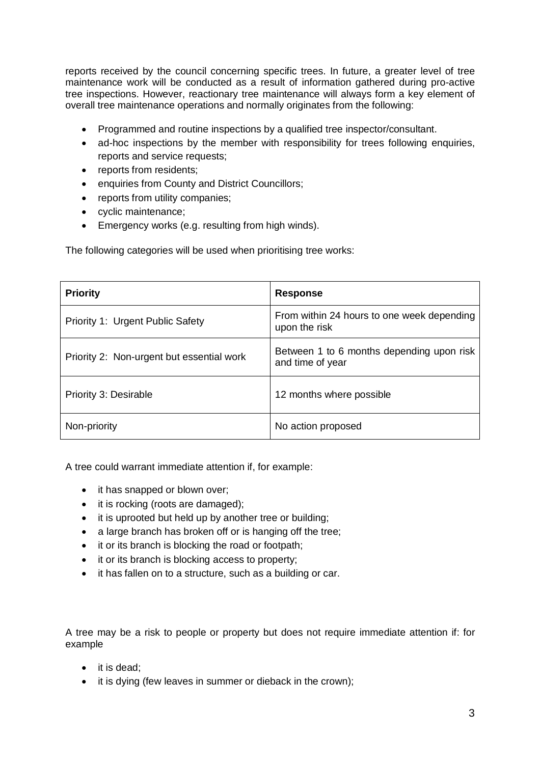reports received by the council concerning specific trees. In future, a greater level of tree maintenance work will be conducted as a result of information gathered during pro-active tree inspections. However, reactionary tree maintenance will always form a key element of overall tree maintenance operations and normally originates from the following:

- Programmed and routine inspections by a qualified tree inspector/consultant.
- ad-hoc inspections by the member with responsibility for trees following enquiries, reports and service requests;
- reports from residents;
- enquiries from County and District Councillors;
- reports from utility companies;
- cyclic maintenance;
- Emergency works (e.g. resulting from high winds).

The following categories will be used when prioritising tree works:

| **Priority** | **Response** |
| --- | --- |
| Priority 1: Urgent Public Safety | From within 24 hours to one week depending upon the risk |
| Priority 2: Non-urgent but essential work | Between 1 to 6 months depending upon risk and time of year |
| Priority 3: Desirable | 12 months where possible |
| Non-priority | No action proposed |

A tree could warrant immediate attention if, for example:

- it has snapped or blown over;
- it is rocking (roots are damaged);
- it is uprooted but held up by another tree or building;
- a large branch has broken off or is hanging off the tree;
- it or its branch is blocking the road or footpath;
- it or its branch is blocking access to property;
- it has fallen on to a structure, such as a building or car.

A tree may be a risk to people or property but does not require immediate attention if: for example

- it is dead;
- it is dying (few leaves in summer or dieback in the crown);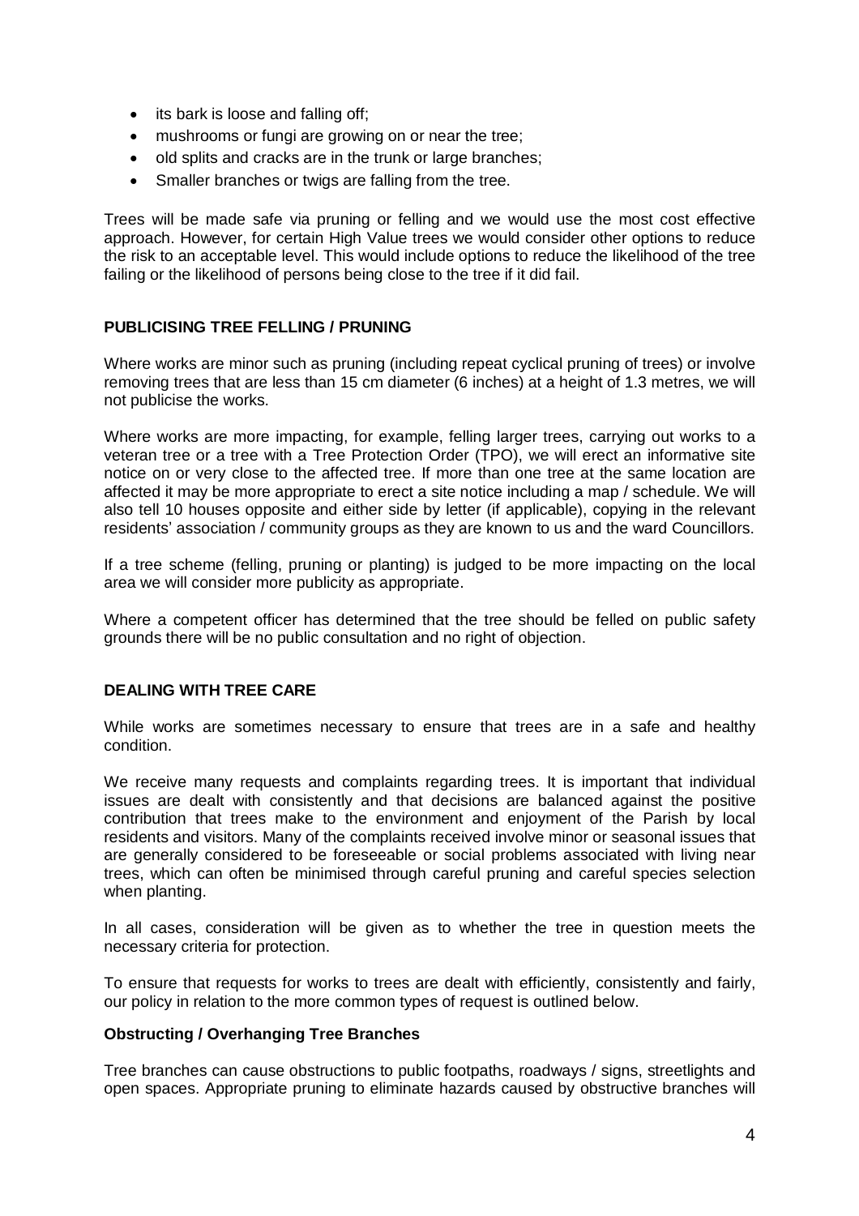- its bark is loose and falling off;
- mushrooms or fungi are growing on or near the tree;
- old splits and cracks are in the trunk or large branches;
- Smaller branches or twigs are falling from the tree.

Trees will be made safe via pruning or felling and we would use the most cost effective approach. However, for certain High Value trees we would consider other options to reduce the risk to an acceptable level. This would include options to reduce the likelihood of the tree failing or the likelihood of persons being close to the tree if it did fail.

## PUBLICISING TREE FELLING / PRUNING

Where works are minor such as pruning (including repeat cyclical pruning of trees) or involve removing trees that are less than 15 cm diameter (6 inches) at a height of 1.3 metres, we will not publicise the works.

Where works are more impacting, for example, felling larger trees, carrying out works to a veteran tree or a tree with a Tree Protection Order (TPO), we will erect an informative site notice on or very close to the affected tree. If more than one tree at the same location are affected it may be more appropriate to erect a site notice including a map / schedule. We will also tell 10 houses opposite and either side by letter (if applicable), copying in the relevant residents' association / community groups as they are known to us and the ward Councillors.

If a tree scheme (felling, pruning or planting) is judged to be more impacting on the local area we will consider more publicity as appropriate.

Where a competent officer has determined that the tree should be felled on public safety grounds there will be no public consultation and no right of objection.

## DEALING WITH TREE CARE

While works are sometimes necessary to ensure that trees are in a safe and healthy condition.

We receive many requests and complaints regarding trees. It is important that individual issues are dealt with consistently and that decisions are balanced against the positive contribution that trees make to the environment and enjoyment of the Parish by local residents and visitors. Many of the complaints received involve minor or seasonal issues that are generally considered to be foreseeable or social problems associated with living near trees, which can often be minimised through careful pruning and careful species selection when planting.

In all cases, consideration will be given as to whether the tree in question meets the necessary criteria for protection.

To ensure that requests for works to trees are dealt with efficiently, consistently and fairly, our policy in relation to the more common types of request is outlined below.

### Obstructing / Overhanging Tree Branches

Tree branches can cause obstructions to public footpaths, roadways / signs, streetlights and open spaces. Appropriate pruning to eliminate hazards caused by obstructive branches will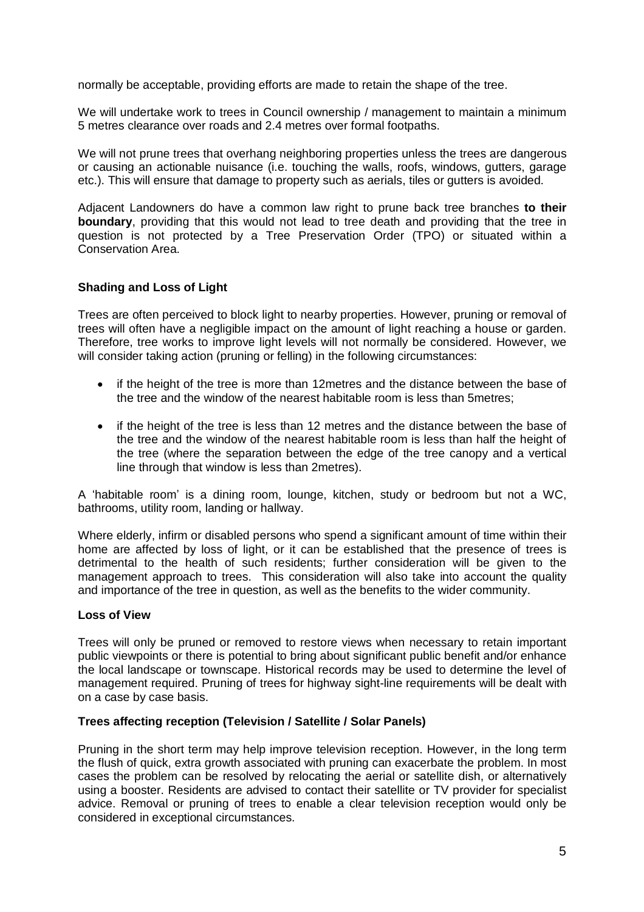normally be acceptable, providing efforts are made to retain the shape of the tree.

We will undertake work to trees in Council ownership / management to maintain a minimum 5 metres clearance over roads and 2.4 metres over formal footpaths.

We will not prune trees that overhang neighboring properties unless the trees are dangerous or causing an actionable nuisance (i.e. touching the walls, roofs, windows, gutters, garage etc.). This will ensure that damage to property such as aerials, tiles or gutters is avoided.

Adjacent Landowners do have a common law right to prune back tree branches **to their boundary**, providing that this would not lead to tree death and providing that the tree in question is not protected by a Tree Preservation Order (TPO) or situated within a Conservation Area.

**Shading and Loss of Light**

Trees are often perceived to block light to nearby properties. However, pruning or removal of trees will often have a negligible impact on the amount of light reaching a house or garden. Therefore, tree works to improve light levels will not normally be considered. However, we will consider taking action (pruning or felling) in the following circumstances:

- if the height of the tree is more than 12metres and the distance between the base of the tree and the window of the nearest habitable room is less than 5metres;
- if the height of the tree is less than 12 metres and the distance between the base of the tree and the window of the nearest habitable room is less than half the height of the tree (where the separation between the edge of the tree canopy and a vertical line through that window is less than 2metres).

A 'habitable room' is a dining room, lounge, kitchen, study or bedroom but not a WC, bathrooms, utility room, landing or hallway.

Where elderly, infirm or disabled persons who spend a significant amount of time within their home are affected by loss of light, or it can be established that the presence of trees is detrimental to the health of such residents; further consideration will be given to the management approach to trees. This consideration will also take into account the quality and importance of the tree in question, as well as the benefits to the wider community.

**Loss of View**

Trees will only be pruned or removed to restore views when necessary to retain important public viewpoints or there is potential to bring about significant public benefit and/or enhance the local landscape or townscape. Historical records may be used to determine the level of management required. Pruning of trees for highway sight-line requirements will be dealt with on a case by case basis.

**Trees affecting reception (Television / Satellite / Solar Panels)**

Pruning in the short term may help improve television reception. However, in the long term the flush of quick, extra growth associated with pruning can exacerbate the problem. In most cases the problem can be resolved by relocating the aerial or satellite dish, or alternatively using a booster. Residents are advised to contact their satellite or TV provider for specialist advice. Removal or pruning of trees to enable a clear television reception would only be considered in exceptional circumstances.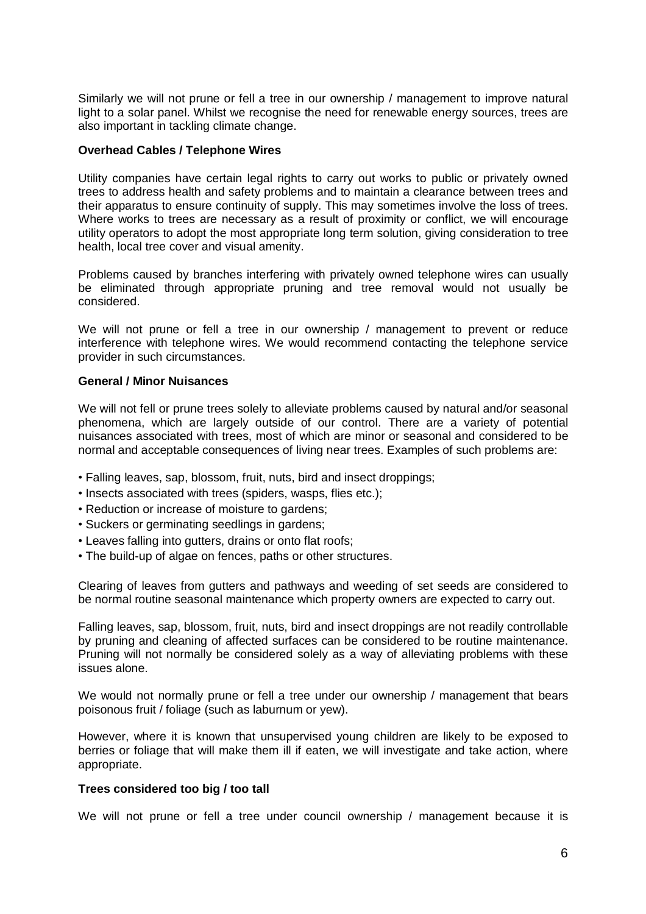Similarly we will not prune or fell a tree in our ownership / management to improve natural light to a solar panel. Whilst we recognise the need for renewable energy sources, trees are also important in tackling climate change.

**Overhead Cables / Telephone Wires**

Utility companies have certain legal rights to carry out works to public or privately owned trees to address health and safety problems and to maintain a clearance between trees and their apparatus to ensure continuity of supply. This may sometimes involve the loss of trees. Where works to trees are necessary as a result of proximity or conflict, we will encourage utility operators to adopt the most appropriate long term solution, giving consideration to tree health, local tree cover and visual amenity.

Problems caused by branches interfering with privately owned telephone wires can usually be eliminated through appropriate pruning and tree removal would not usually be considered.

We will not prune or fell a tree in our ownership / management to prevent or reduce interference with telephone wires. We would recommend contacting the telephone service provider in such circumstances.

**General / Minor Nuisances**

We will not fell or prune trees solely to alleviate problems caused by natural and/or seasonal phenomena, which are largely outside of our control. There are a variety of potential nuisances associated with trees, most of which are minor or seasonal and considered to be normal and acceptable consequences of living near trees. Examples of such problems are:

- Falling leaves, sap, blossom, fruit, nuts, bird and insect droppings;
- Insects associated with trees (spiders, wasps, flies etc.);
- Reduction or increase of moisture to gardens;
- Suckers or germinating seedlings in gardens;
- Leaves falling into gutters, drains or onto flat roofs;
- The build-up of algae on fences, paths or other structures.

Clearing of leaves from gutters and pathways and weeding of set seeds are considered to be normal routine seasonal maintenance which property owners are expected to carry out.

Falling leaves, sap, blossom, fruit, nuts, bird and insect droppings are not readily controllable by pruning and cleaning of affected surfaces can be considered to be routine maintenance. Pruning will not normally be considered solely as a way of alleviating problems with these issues alone.

We would not normally prune or fell a tree under our ownership / management that bears poisonous fruit / foliage (such as laburnum or yew).

However, where it is known that unsupervised young children are likely to be exposed to berries or foliage that will make them ill if eaten, we will investigate and take action, where appropriate.

**Trees considered too big / too tall**

We will not prune or fell a tree under council ownership / management because it is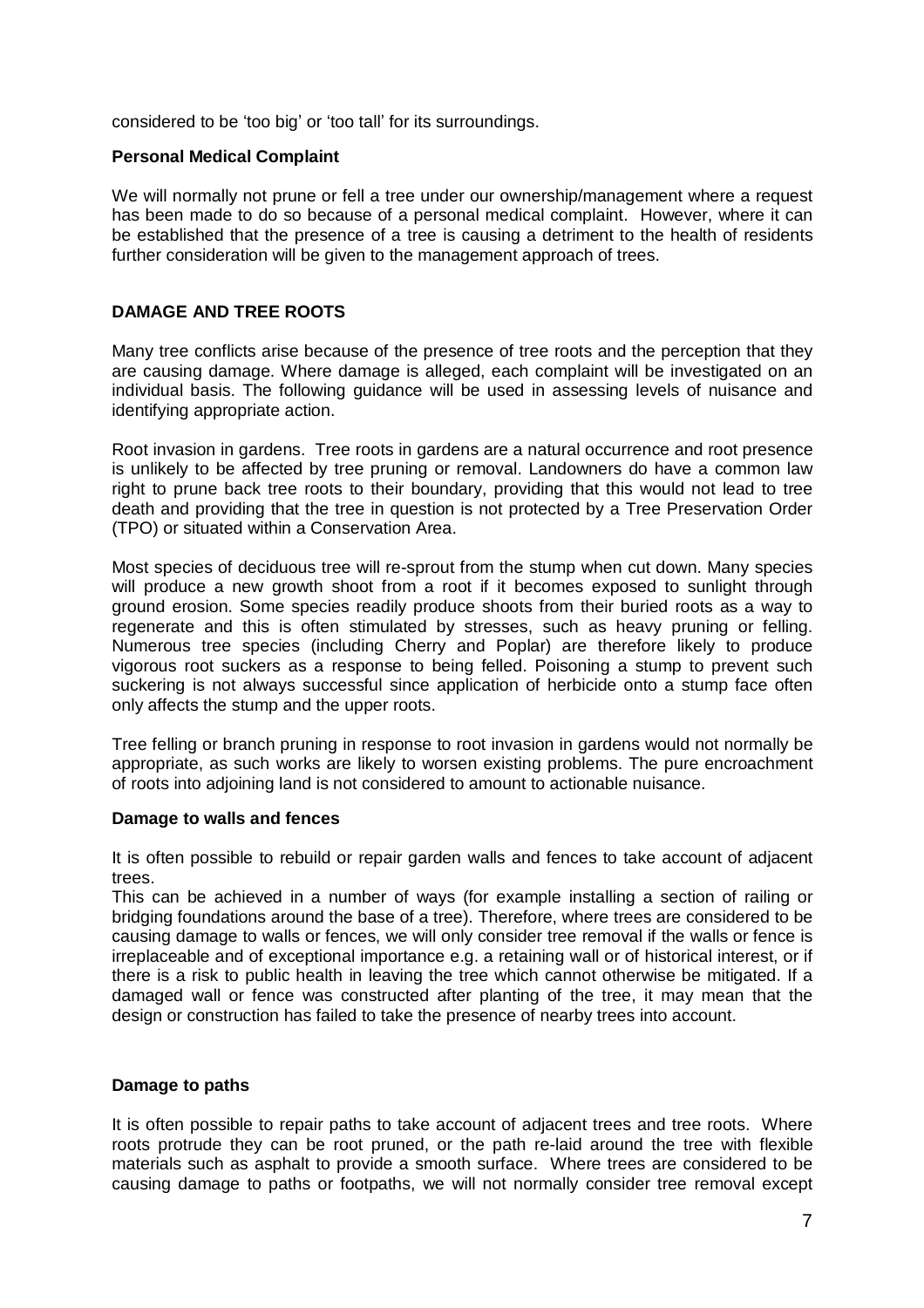considered to be 'too big' or 'too tall' for its surroundings.

**Personal Medical Complaint**

We will normally not prune or fell a tree under our ownership/management where a request has been made to do so because of a personal medical complaint. However, where it can be established that the presence of a tree is causing a detriment to the health of residents further consideration will be given to the management approach of trees.

## DAMAGE AND TREE ROOTS

Many tree conflicts arise because of the presence of tree roots and the perception that they are causing damage. Where damage is alleged, each complaint will be investigated on an individual basis. The following guidance will be used in assessing levels of nuisance and identifying appropriate action.

Root invasion in gardens. Tree roots in gardens are a natural occurrence and root presence is unlikely to be affected by tree pruning or removal. Landowners do have a common law right to prune back tree roots to their boundary, providing that this would not lead to tree death and providing that the tree in question is not protected by a Tree Preservation Order (TPO) or situated within a Conservation Area.

Most species of deciduous tree will re-sprout from the stump when cut down. Many species will produce a new growth shoot from a root if it becomes exposed to sunlight through ground erosion. Some species readily produce shoots from their buried roots as a way to regenerate and this is often stimulated by stresses, such as heavy pruning or felling. Numerous tree species (including Cherry and Poplar) are therefore likely to produce vigorous root suckers as a response to being felled. Poisoning a stump to prevent such suckering is not always successful since application of herbicide onto a stump face often only affects the stump and the upper roots.

Tree felling or branch pruning in response to root invasion in gardens would not normally be appropriate, as such works are likely to worsen existing problems. The pure encroachment of roots into adjoining land is not considered to amount to actionable nuisance.

**Damage to walls and fences**

It is often possible to rebuild or repair garden walls and fences to take account of adjacent trees.
This can be achieved in a number of ways (for example installing a section of railing or bridging foundations around the base of a tree). Therefore, where trees are considered to be causing damage to walls or fences, we will only consider tree removal if the walls or fence is irreplaceable and of exceptional importance e.g. a retaining wall or of historical interest, or if there is a risk to public health in leaving the tree which cannot otherwise be mitigated. If a damaged wall or fence was constructed after planting of the tree, it may mean that the design or construction has failed to take the presence of nearby trees into account.

**Damage to paths**

It is often possible to repair paths to take account of adjacent trees and tree roots. Where roots protrude they can be root pruned, or the path re-laid around the tree with flexible materials such as asphalt to provide a smooth surface. Where trees are considered to be causing damage to paths or footpaths, we will not normally consider tree removal except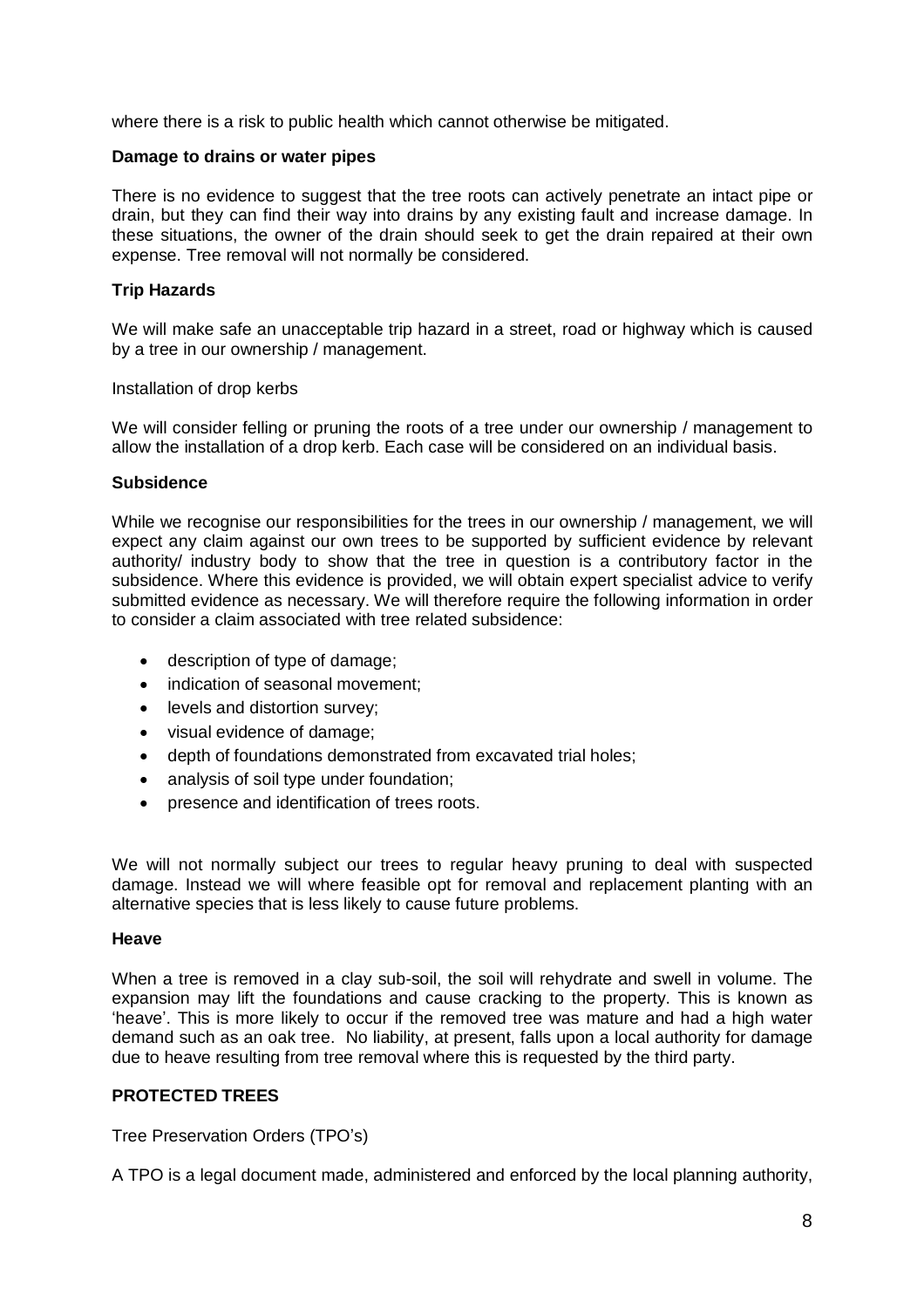where there is a risk to public health which cannot otherwise be mitigated.

**Damage to drains or water pipes**

There is no evidence to suggest that the tree roots can actively penetrate an intact pipe or drain, but they can find their way into drains by any existing fault and increase damage. In these situations, the owner of the drain should seek to get the drain repaired at their own expense. Tree removal will not normally be considered.

**Trip Hazards**

We will make safe an unacceptable trip hazard in a street, road or highway which is caused by a tree in our ownership / management.

Installation of drop kerbs

We will consider felling or pruning the roots of a tree under our ownership / management to allow the installation of a drop kerb. Each case will be considered on an individual basis.

**Subsidence**

While we recognise our responsibilities for the trees in our ownership / management, we will expect any claim against our own trees to be supported by sufficient evidence by relevant authority/ industry body to show that the tree in question is a contributory factor in the subsidence. Where this evidence is provided, we will obtain expert specialist advice to verify submitted evidence as necessary. We will therefore require the following information in order to consider a claim associated with tree related subsidence:

- description of type of damage;
- indication of seasonal movement;
- levels and distortion survey;
- visual evidence of damage;
- depth of foundations demonstrated from excavated trial holes;
- analysis of soil type under foundation;
- presence and identification of trees roots.

We will not normally subject our trees to regular heavy pruning to deal with suspected damage. Instead we will where feasible opt for removal and replacement planting with an alternative species that is less likely to cause future problems.

**Heave**

When a tree is removed in a clay sub-soil, the soil will rehydrate and swell in volume. The expansion may lift the foundations and cause cracking to the property. This is known as 'heave'. This is more likely to occur if the removed tree was mature and had a high water demand such as an oak tree. No liability, at present, falls upon a local authority for damage due to heave resulting from tree removal where this is requested by the third party.

**PROTECTED TREES**

Tree Preservation Orders (TPO's)

A TPO is a legal document made, administered and enforced by the local planning authority,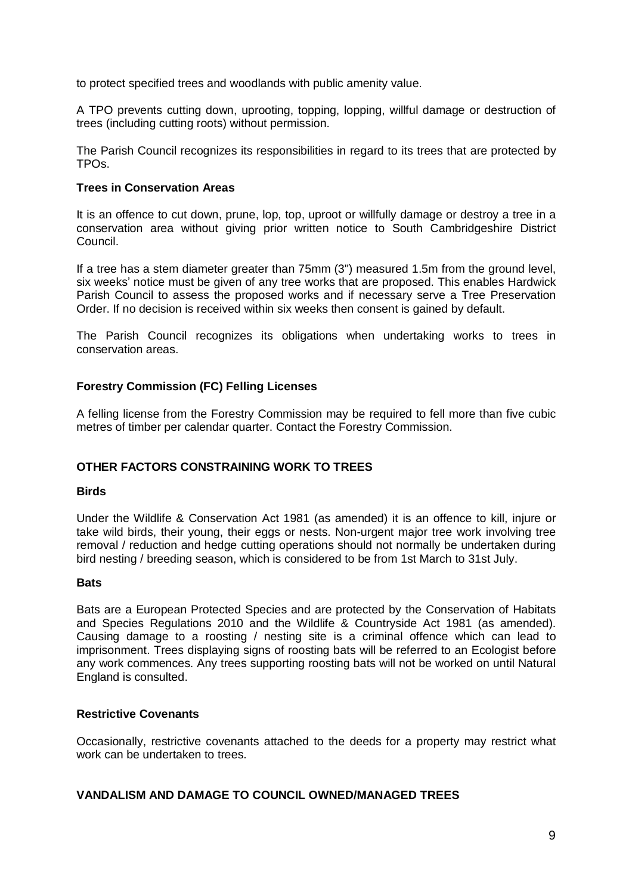to protect specified trees and woodlands with public amenity value.

A TPO prevents cutting down, uprooting, topping, lopping, willful damage or destruction of trees (including cutting roots) without permission.

The Parish Council recognizes its responsibilities in regard to its trees that are protected by TPOs.

**Trees in Conservation Areas**

It is an offence to cut down, prune, lop, top, uproot or willfully damage or destroy a tree in a conservation area without giving prior written notice to South Cambridgeshire District Council.

If a tree has a stem diameter greater than 75mm (3") measured 1.5m from the ground level, six weeks' notice must be given of any tree works that are proposed. This enables Hardwick Parish Council to assess the proposed works and if necessary serve a Tree Preservation Order. If no decision is received within six weeks then consent is gained by default.

The Parish Council recognizes its obligations when undertaking works to trees in conservation areas.

**Forestry Commission (FC) Felling Licenses**

A felling license from the Forestry Commission may be required to fell more than five cubic metres of timber per calendar quarter. Contact the Forestry Commission.

## OTHER FACTORS CONSTRAINING WORK TO TREES

**Birds**

Under the Wildlife & Conservation Act 1981 (as amended) it is an offence to kill, injure or take wild birds, their young, their eggs or nests. Non-urgent major tree work involving tree removal / reduction and hedge cutting operations should not normally be undertaken during bird nesting / breeding season, which is considered to be from 1st March to 31st July.

**Bats**

Bats are a European Protected Species and are protected by the Conservation of Habitats and Species Regulations 2010 and the Wildlife & Countryside Act 1981 (as amended). Causing damage to a roosting / nesting site is a criminal offence which can lead to imprisonment. Trees displaying signs of roosting bats will be referred to an Ecologist before any work commences. Any trees supporting roosting bats will not be worked on until Natural England is consulted.

**Restrictive Covenants**

Occasionally, restrictive covenants attached to the deeds for a property may restrict what work can be undertaken to trees.

## VANDALISM AND DAMAGE TO COUNCIL OWNED/MANAGED TREES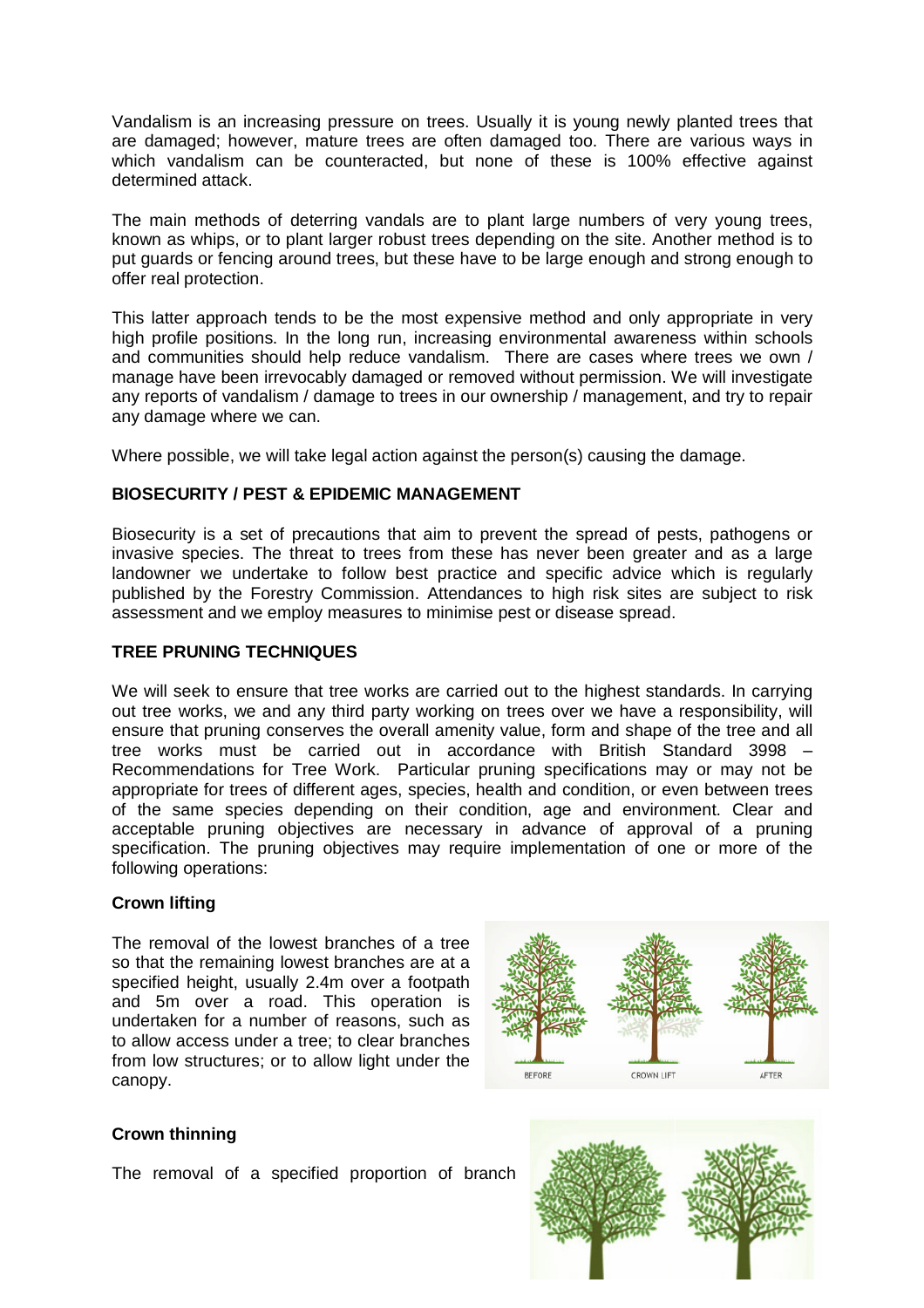Vandalism is an increasing pressure on trees. Usually it is young newly planted trees that are damaged; however, mature trees are often damaged too. There are various ways in which vandalism can be counteracted, but none of these is 100% effective against determined attack.

The main methods of deterring vandals are to plant large numbers of very young trees, known as whips, or to plant larger robust trees depending on the site. Another method is to put guards or fencing around trees, but these have to be large enough and strong enough to offer real protection.

This latter approach tends to be the most expensive method and only appropriate in very high profile positions. In the long run, increasing environmental awareness within schools and communities should help reduce vandalism. There are cases where trees we own / manage have been irrevocably damaged or removed without permission. We will investigate any reports of vandalism / damage to trees in our ownership / management, and try to repair any damage where we can.

Where possible, we will take legal action against the person(s) causing the damage.

**BIOSECURITY / PEST & EPIDEMIC MANAGEMENT**

Biosecurity is a set of precautions that aim to prevent the spread of pests, pathogens or invasive species. The threat to trees from these has never been greater and as a large landowner we undertake to follow best practice and specific advice which is regularly published by the Forestry Commission. Attendances to high risk sites are subject to risk assessment and we employ measures to minimise pest or disease spread.

**TREE PRUNING TECHNIQUES**

We will seek to ensure that tree works are carried out to the highest standards. In carrying out tree works, we and any third party working on trees over we have a responsibility, will ensure that pruning conserves the overall amenity value, form and shape of the tree and all tree works must be carried out in accordance with British Standard 3998 – Recommendations for Tree Work. Particular pruning specifications may or may not be appropriate for trees of different ages, species, health and condition, or even between trees of the same species depending on their condition, age and environment. Clear and acceptable pruning objectives are necessary in advance of approval of a pruning specification. The pruning objectives may require implementation of one or more of the following operations:

**Crown lifting**

The removal of the lowest branches of a tree so that the remaining lowest branches are at a specified height, usually 2.4m over a footpath and 5m over a road. This operation is undertaken for a number of reasons, such as to allow access under a tree; to clear branches from low structures; or to allow light under the canopy.

BEFORE CROWN LIFT AFTER

**Crown thinning**

The removal of a specified proportion of branch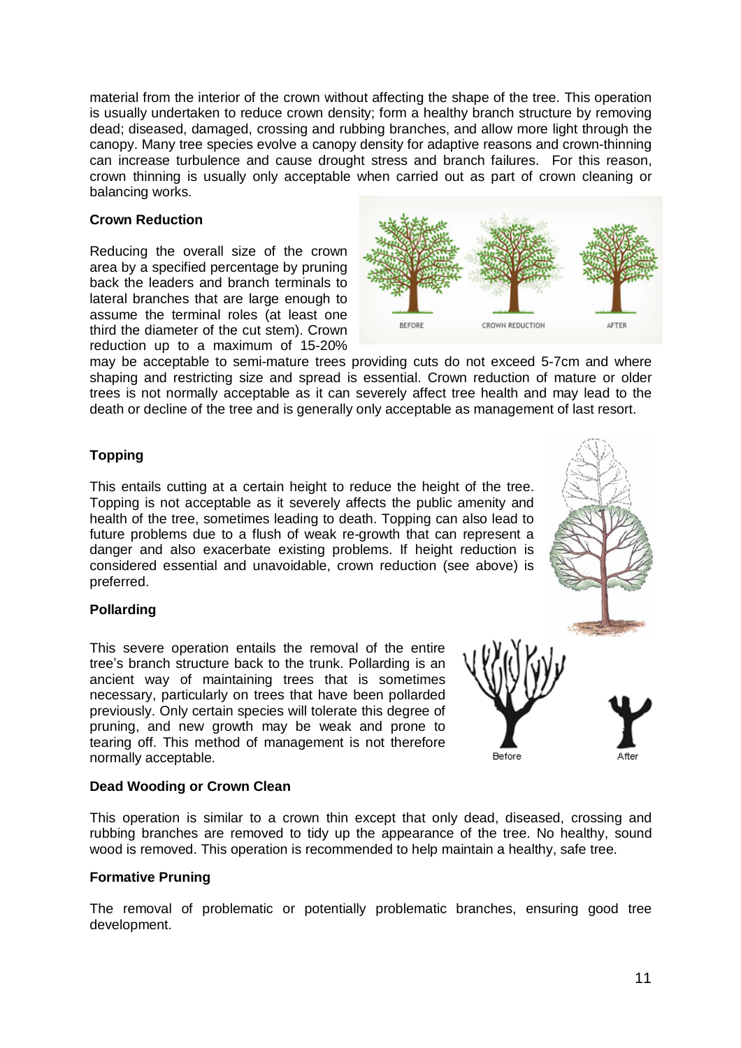material from the interior of the crown without affecting the shape of the tree. This operation is usually undertaken to reduce crown density; form a healthy branch structure by removing dead; diseased, damaged, crossing and rubbing branches, and allow more light through the canopy. Many tree species evolve a canopy density for adaptive reasons and crown-thinning can increase turbulence and cause drought stress and branch failures. For this reason, crown thinning is usually only acceptable when carried out as part of crown cleaning or balancing works.

**Crown Reduction**

Reducing the overall size of the crown area by a specified percentage by pruning back the leaders and branch terminals to lateral branches that are large enough to assume the terminal roles (at least one third the diameter of the cut stem). Crown reduction up to a maximum of 15-20% may be acceptable to semi-mature trees providing cuts do not exceed 5-7cm and where shaping and restricting size and spread is essential. Crown reduction of mature or older trees is not normally acceptable as it can severely affect tree health and may lead to the death or decline of the tree and is generally only acceptable as management of last resort.

**Topping**

This entails cutting at a certain height to reduce the height of the tree. Topping is not acceptable as it severely affects the public amenity and health of the tree, sometimes leading to death. Topping can also lead to future problems due to a flush of weak re-growth that can represent a danger and also exacerbate existing problems. If height reduction is considered essential and unavoidable, crown reduction (see above) is preferred.

**Pollarding**

This severe operation entails the removal of the entire tree's branch structure back to the trunk. Pollarding is an ancient way of maintaining trees that is sometimes necessary, particularly on trees that have been pollarded previously. Only certain species will tolerate this degree of pruning, and new growth may be weak and prone to tearing off. This method of management is not therefore normally acceptable.

**Dead Wooding or Crown Clean**

This operation is similar to a crown thin except that only dead, diseased, crossing and rubbing branches are removed to tidy up the appearance of the tree. No healthy, sound wood is removed. This operation is recommended to help maintain a healthy, safe tree.

**Formative Pruning**

The removal of problematic or potentially problematic branches, ensuring good tree development.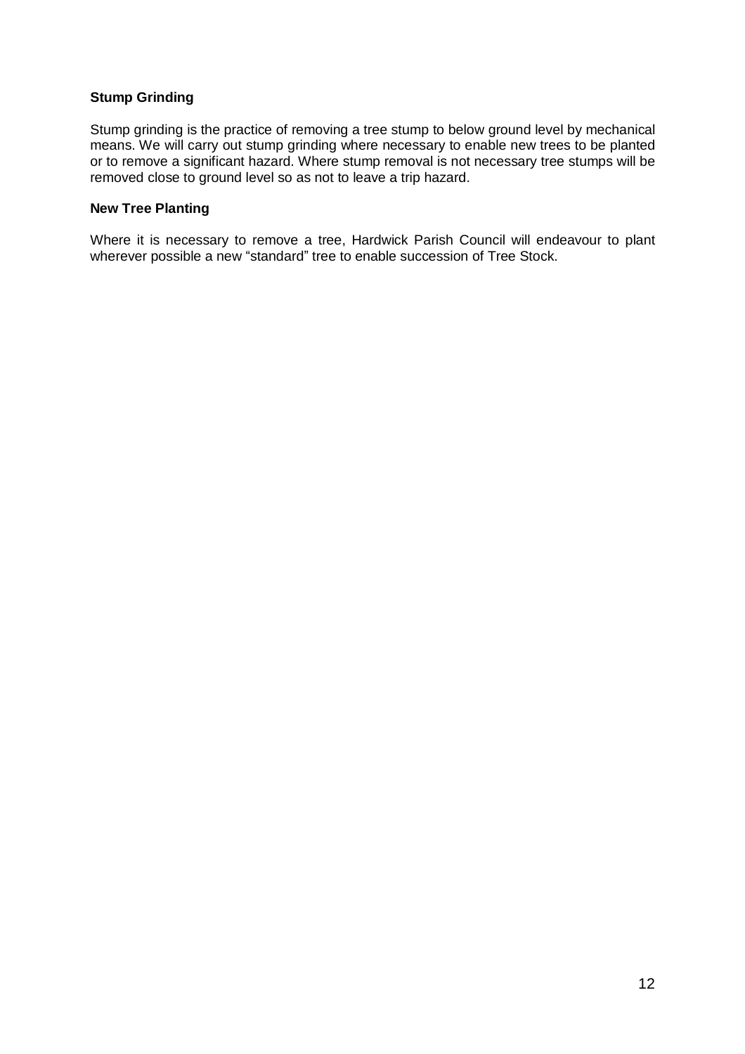**Stump Grinding**

Stump grinding is the practice of removing a tree stump to below ground level by mechanical means. We will carry out stump grinding where necessary to enable new trees to be planted or to remove a significant hazard. Where stump removal is not necessary tree stumps will be removed close to ground level so as not to leave a trip hazard.

**New Tree Planting**

Where it is necessary to remove a tree, Hardwick Parish Council will endeavour to plant wherever possible a new "standard" tree to enable succession of Tree Stock.